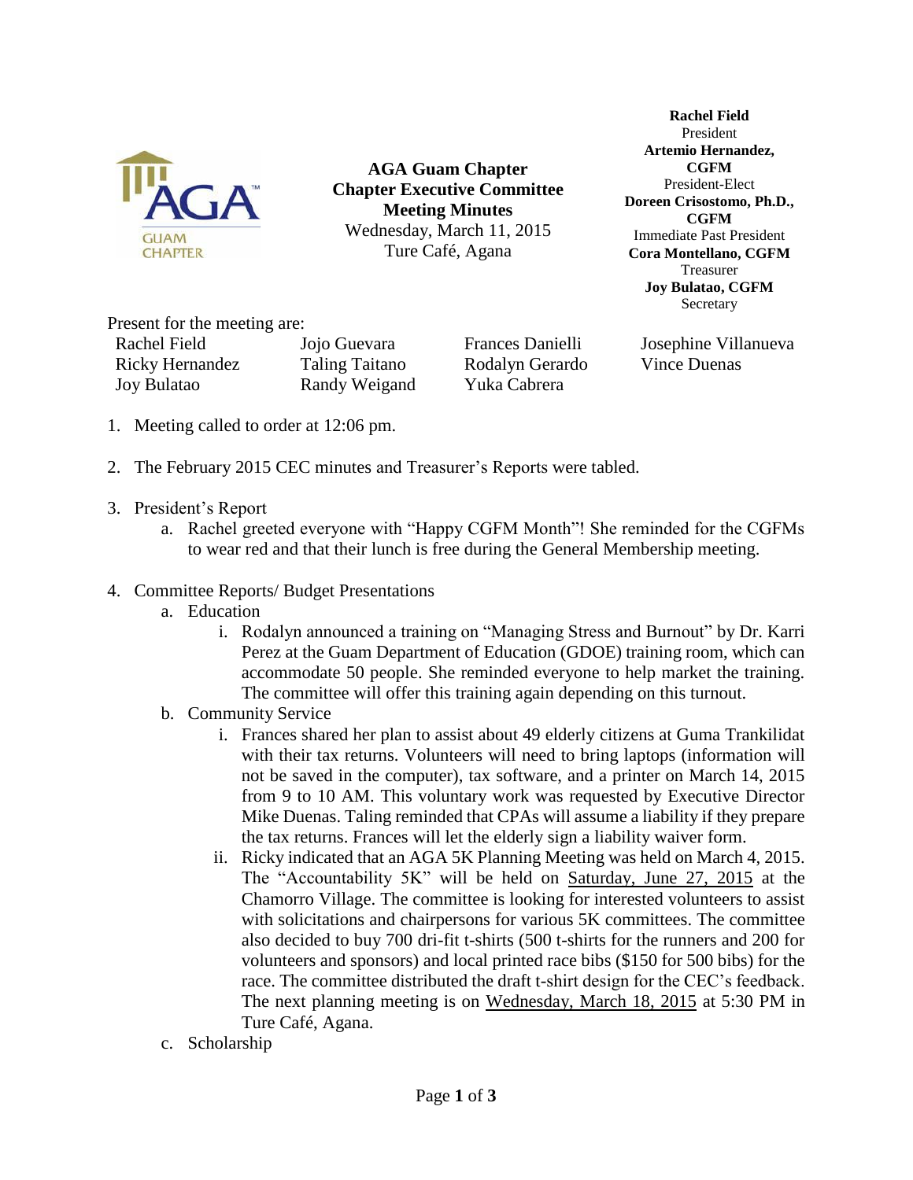**AGA Guam Chapter**
**Chapter Executive Committee**
**Meeting Minutes**
Wednesday, March 11, 2015
Ture Café, Agana

**Rachel Field**
President
**Artemio Hernandez, CGFM**
President-Elect
**Doreen Crisostomo, Ph.D., CGFM**
Immediate Past President
**Cora Montellano, CGFM**
Treasurer
**Joy Bulatao, CGFM**
Secretary

Present for the meeting are:

| | | | |
|---|---|---|---|
| Rachel Field | Jojo Guevara | Frances Danielli | Josephine Villanueva |
| Ricky Hernandez | Taling Taitano | Rodalyn Gerardo | Vince Duenas |
| Joy Bulatao | Randy Weigand | Yuka Cabrera | |

1. Meeting called to order at 12:06 pm.

2. The February 2015 CEC minutes and Treasurer's Reports were tabled.

3. President's Report
   a. Rachel greeted everyone with "Happy CGFM Month"! She reminded for the CGFMs to wear red and that their lunch is free during the General Membership meeting.

4. Committee Reports/ Budget Presentations
   a. Education
      i. Rodalyn announced a training on "Managing Stress and Burnout" by Dr. Karri Perez at the Guam Department of Education (GDOE) training room, which can accommodate 50 people. She reminded everyone to help market the training. The committee will offer this training again depending on this turnout.
   b. Community Service
      i. Frances shared her plan to assist about 49 elderly citizens at Guma Trankilidat with their tax returns. Volunteers will need to bring laptops (information will not be saved in the computer), tax software, and a printer on March 14, 2015 from 9 to 10 AM. This voluntary work was requested by Executive Director Mike Duenas. Taling reminded that CPAs will assume a liability if they prepare the tax returns. Frances will let the elderly sign a liability waiver form.
      ii. Ricky indicated that an AGA 5K Planning Meeting was held on March 4, 2015. The "Accountability 5K" will be held on Saturday, June 27, 2015 at the Chamorro Village. The committee is looking for interested volunteers to assist with solicitations and chairpersons for various 5K committees. The committee also decided to buy 700 dri-fit t-shirts (500 t-shirts for the runners and 200 for volunteers and sponsors) and local printed race bibs ($150 for 500 bibs) for the race. The committee distributed the draft t-shirt design for the CEC's feedback. The next planning meeting is on Wednesday, March 18, 2015 at 5:30 PM in Ture Café, Agana.
   c. Scholarship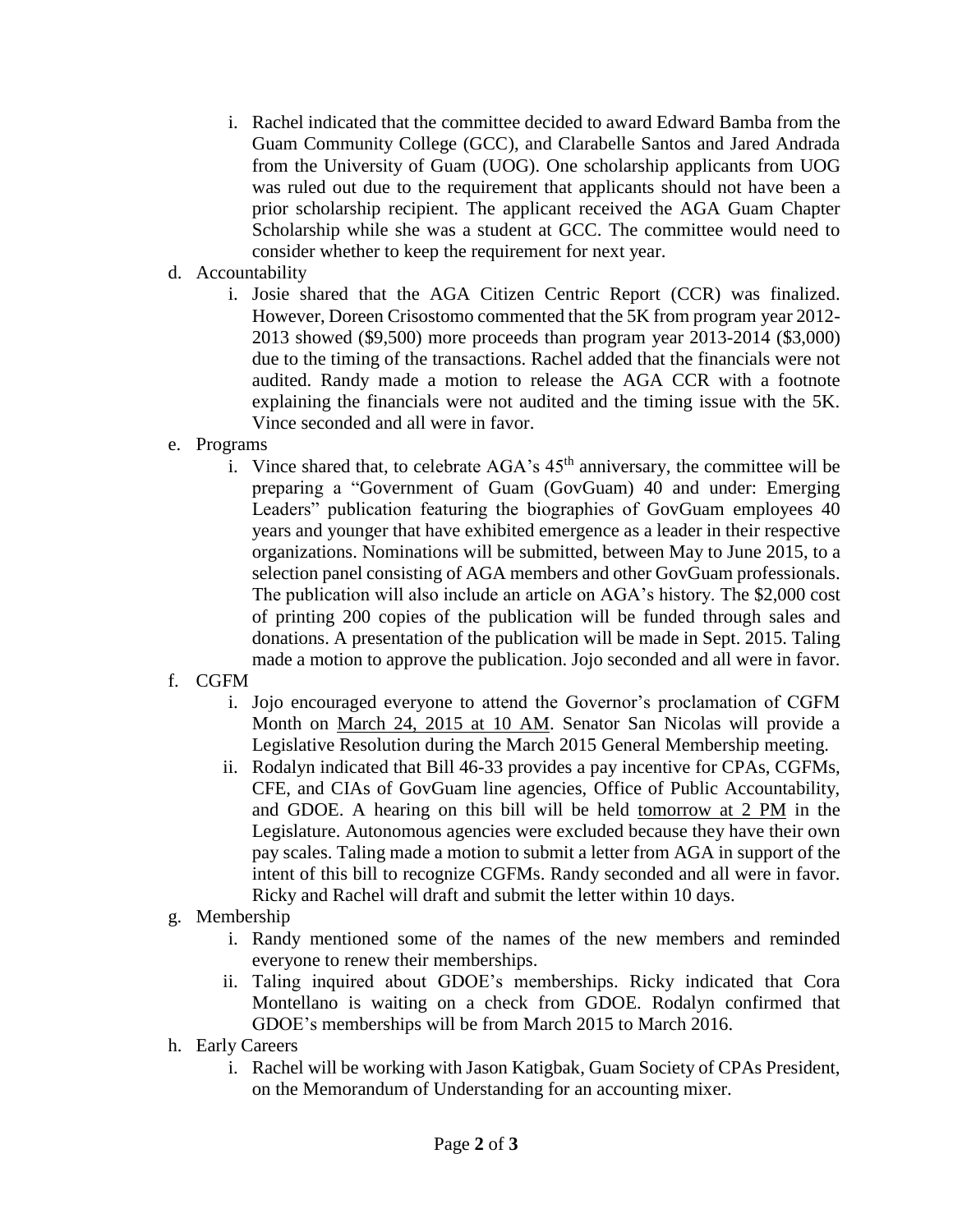i. Rachel indicated that the committee decided to award Edward Bamba from the Guam Community College (GCC), and Clarabelle Santos and Jared Andrada from the University of Guam (UOG). One scholarship applicants from UOG was ruled out due to the requirement that applicants should not have been a prior scholarship recipient. The applicant received the AGA Guam Chapter Scholarship while she was a student at GCC. The committee would need to consider whether to keep the requirement for next year.

d. Accountability
   i. Josie shared that the AGA Citizen Centric Report (CCR) was finalized. However, Doreen Crisostomo commented that the 5K from program year 2012-2013 showed ($9,500) more proceeds than program year 2013-2014 ($3,000) due to the timing of the transactions. Rachel added that the financials were not audited. Randy made a motion to release the AGA CCR with a footnote explaining the financials were not audited and the timing issue with the 5K. Vince seconded and all were in favor.

e. Programs
   i. Vince shared that, to celebrate AGA's 45th anniversary, the committee will be preparing a "Government of Guam (GovGuam) 40 and under: Emerging Leaders" publication featuring the biographies of GovGuam employees 40 years and younger that have exhibited emergence as a leader in their respective organizations. Nominations will be submitted, between May to June 2015, to a selection panel consisting of AGA members and other GovGuam professionals. The publication will also include an article on AGA's history. The $2,000 cost of printing 200 copies of the publication will be funded through sales and donations. A presentation of the publication will be made in Sept. 2015. Taling made a motion to approve the publication. Jojo seconded and all were in favor.

f. CGFM
   i. Jojo encouraged everyone to attend the Governor's proclamation of CGFM Month on <u>March 24, 2015 at 10 AM</u>. Senator San Nicolas will provide a Legislative Resolution during the March 2015 General Membership meeting.
   ii. Rodalyn indicated that Bill 46-33 provides a pay incentive for CPAs, CGFMs, CFE, and CIAs of GovGuam line agencies, Office of Public Accountability, and GDOE. A hearing on this bill will be held <u>tomorrow at 2 PM</u> in the Legislature. Autonomous agencies were excluded because they have their own pay scales. Taling made a motion to submit a letter from AGA in support of the intent of this bill to recognize CGFMs. Randy seconded and all were in favor. Ricky and Rachel will draft and submit the letter within 10 days.

g. Membership
   i. Randy mentioned some of the names of the new members and reminded everyone to renew their memberships.
   ii. Taling inquired about GDOE's memberships. Ricky indicated that Cora Montellano is waiting on a check from GDOE. Rodalyn confirmed that GDOE's memberships will be from March 2015 to March 2016.

h. Early Careers
   i. Rachel will be working with Jason Katigbak, Guam Society of CPAs President, on the Memorandum of Understanding for an accounting mixer.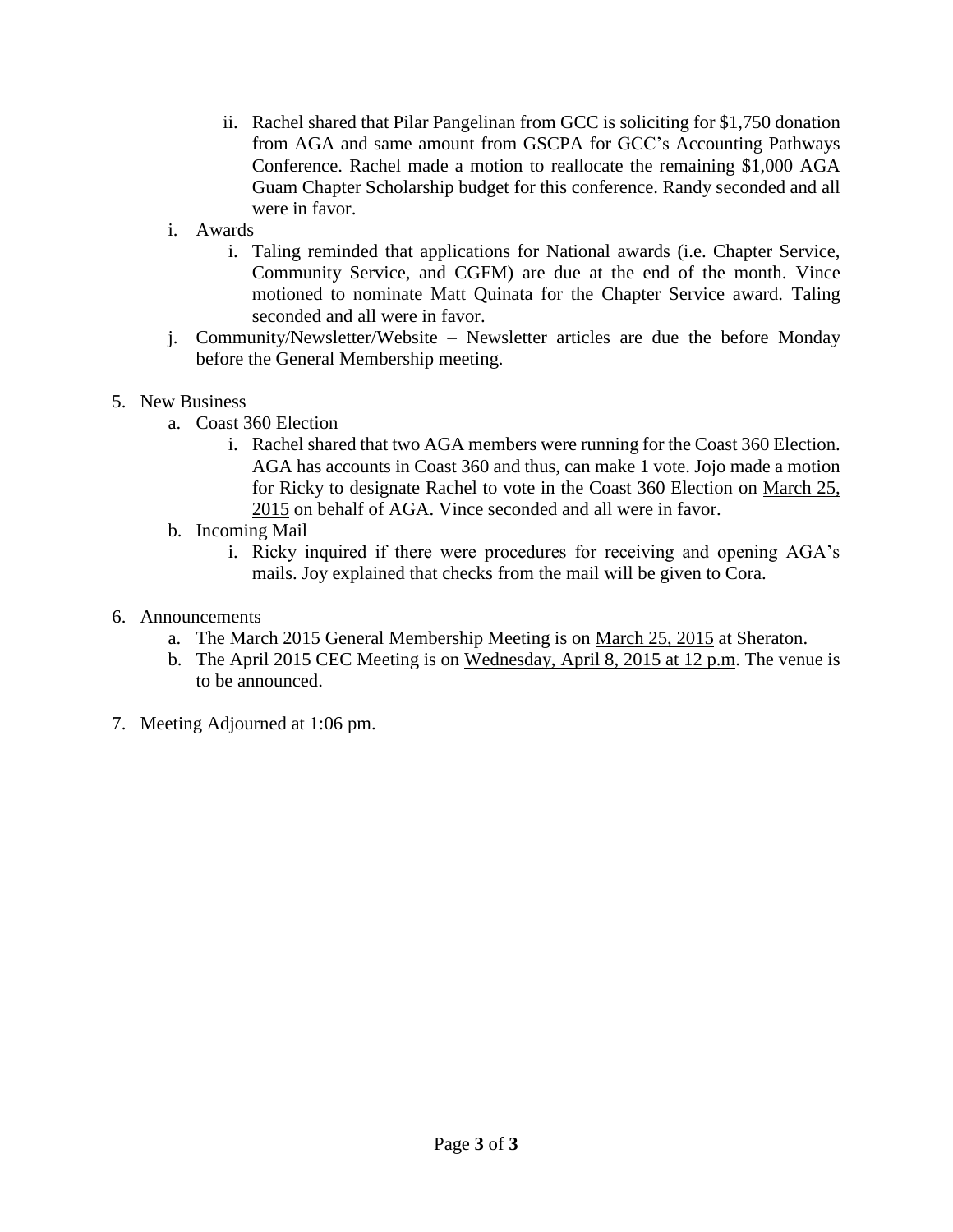ii. Rachel shared that Pilar Pangelinan from GCC is soliciting for $1,750 donation from AGA and same amount from GSCPA for GCC's Accounting Pathways Conference. Rachel made a motion to reallocate the remaining $1,000 AGA Guam Chapter Scholarship budget for this conference. Randy seconded and all were in favor.

i. Awards

   i. Taling reminded that applications for National awards (i.e. Chapter Service, Community Service, and CGFM) are due at the end of the month. Vince motioned to nominate Matt Quinata for the Chapter Service award. Taling seconded and all were in favor.

j. Community/Newsletter/Website – Newsletter articles are due the before Monday before the General Membership meeting.

5. New Business

   a. Coast 360 Election

      i. Rachel shared that two AGA members were running for the Coast 360 Election. AGA has accounts in Coast 360 and thus, can make 1 vote. Jojo made a motion for Ricky to designate Rachel to vote in the Coast 360 Election on <u>March 25, 2015</u> on behalf of AGA. Vince seconded and all were in favor.

   b. Incoming Mail

      i. Ricky inquired if there were procedures for receiving and opening AGA's mails. Joy explained that checks from the mail will be given to Cora.

6. Announcements

   a. The March 2015 General Membership Meeting is on <u>March 25, 2015</u> at Sheraton.

   b. The April 2015 CEC Meeting is on <u>Wednesday, April 8, 2015 at 12 p.m</u>. The venue is to be announced.

7. Meeting Adjourned at 1:06 pm.